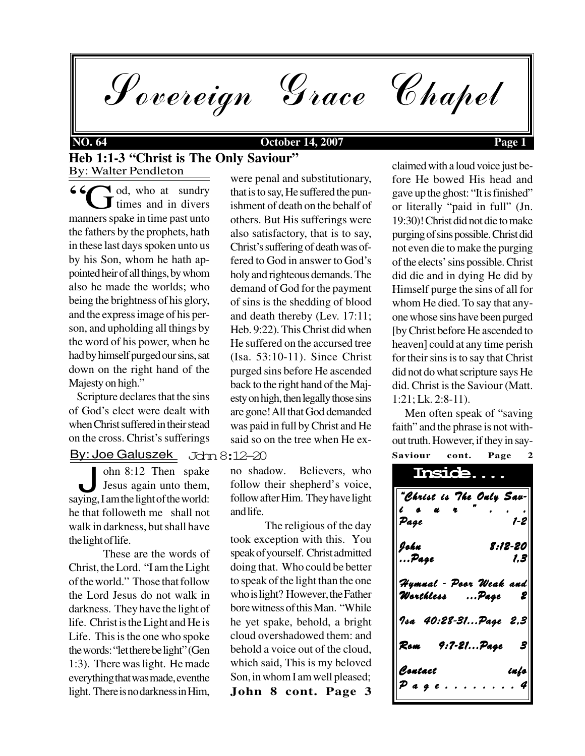# Sovereign Grace Chapel

**NO. 64** **October 14, 2007**

## Heb 1:1-3 "Christ is The Only Saviour"

By: Walter Pendleton

"God, who at sundry times and in divers manners spake in time past unto the fathers by the prophets, hath in these last days spoken unto us by his Son, whom he hath appointed heir of all things, by whom also he made the worlds; who being the brightness of his glory, and the express image of his person, and upholding all things by the word of his power, when he had by himself purged our sins, sat down on the right hand of the Majesty on high."

Scripture declares that the sins of God's elect were dealt with when Christ suffered in their stead on the cross. Christ's sufferings were penal and substitutionary, that is to say, He suffered the punishment of death on the behalf of others. But His sufferings were also satisfactory, that is to say, Christ's suffering of death was offered to God in answer to God's holy and righteous demands. The demand of God for the payment of sins is the shedding of blood and death thereby (Lev. 17:11; Heb. 9:22). This Christ did when He suffered on the accursed tree (Isa. 53:10-11). Since Christ purged sins before He ascended back to the right hand of the Majesty on high, then legally those sins are gone! All that God demanded was paid in full by Christ and He said so on the tree when He exclaimed with a loud voice just before He bowed His head and gave up the ghost: "It is finished" or literally "paid in full" (Jn. 19:30)! Christ did not die to make purging of sins possible. Christ did not even die to make the purging of the elects' sins possible. Christ did die and in dying He did by Himself purge the sins of all for whom He died. To say that anyone whose sins have been purged [by Christ before He ascended to heaven] could at any time perish for their sins is to say that Christ did not do what scripture says He did. Christ is the Saviour (Matt. 1:21; Lk. 2:8-11).

Men often speak of "saving faith" and the phrase is not without truth. However, if they in say-

**Saviour cont. Page 2**

## John 8:12–20

By: Joe Galuszek

John 8:12 Then spake Jesus again unto them, saying, I am the light of the world: he that followeth me shall not walk in darkness, but shall have the light of life.

These are the words of Christ, the Lord. "I am the Light of the world." Those that follow the Lord Jesus do not walk in darkness. They have the light of life. Christ is the Light and He is Life. This is the one who spoke the words: "let there be light" (Gen 1:3). There was light. He made everything that was made, even the light. There is no darkness in Him, no shadow. Believers, who follow their shepherd's voice, follow after Him. They have light and life.

The religious of the day took exception with this. You speak of yourself. Christ admitted doing that. Who could be better to speak of the light than the one who is light? However, the Father bore witness of this Man. "While he yet spake, behold, a bright cloud overshadowed them: and behold a voice out of the cloud, which said, This is my beloved Son, in whom I am well pleased;

**John 8 cont. Page 3**

### Inside....

- "Christ is The Only Saviour"... Page 1-2
- John 8:12-20 ...Page 1,3
- Hymnal - Poor Weak and Worthless ...Page 2
- Isa 40:28-31...Page 2,3
- Rom 9:7-21...Page 3
- Contact info Page........4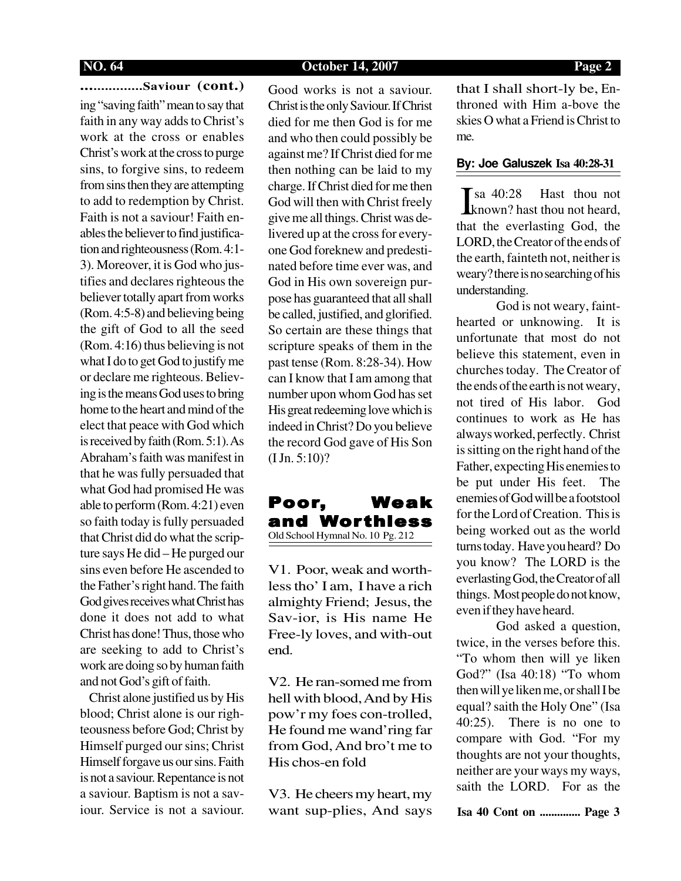**................Saviour (cont.)**

ing "saving faith" mean to say that faith in any way adds to Christ's work at the cross or enables Christ's work at the cross to purge sins, to forgive sins, to redeem from sins then they are attempting to add to redemption by Christ. Faith is not a saviour! Faith enables the believer to find justification and righteousness (Rom. 4:1-3). Moreover, it is God who justifies and declares righteous the believer totally apart from works (Rom. 4:5-8) and believing being the gift of God to all the seed (Rom. 4:16) thus believing is not what I do to get God to justify me or declare me righteous. Believing is the means God uses to bring home to the heart and mind of the elect that peace with God which is received by faith (Rom. 5:1). As Abraham's faith was manifest in that he was fully persuaded that what God had promised He was able to perform (Rom. 4:21) even so faith today is fully persuaded that Christ did do what the scripture says He did – He purged our sins even before He ascended to the Father's right hand. The faith God gives receives what Christ has done it does not add to what Christ has done! Thus, those who are seeking to add to Christ's work are doing so by human faith and not God's gift of faith.

Christ alone justified us by His blood; Christ alone is our righteousness before God; Christ by Himself purged our sins; Christ Himself forgave us our sins. Faith is not a saviour. Repentance is not a saviour. Baptism is not a saviour. Service is not a saviour. Good works is not a saviour. Christ is the only Saviour. If Christ died for me then God is for me and who then could possibly be against me? If Christ died for me then nothing can be laid to my charge. If Christ died for me then God will then with Christ freely give me all things. Christ was delivered up at the cross for everyone God foreknew and predestinated before time ever was, and God in His own sovereign purpose has guaranteed that all shall be called, justified, and glorified. So certain are these things that scripture speaks of them in the past tense (Rom. 8:28-34). How can I know that I am among that number upon whom God has set His great redeeming love which is indeed in Christ? Do you believe the record God gave of His Son (I Jn. 5:10)?

## Poor, Weak and Worthless

Old School Hymnal No. 10 Pg. 212

V1. Poor, weak and worthless tho' I am, I have a rich almighty Friend; Jesus, the Sav-ior, is His name He Free-ly loves, and with-out end.

V2. He ran-somed me from hell with blood, And by His pow'r my foes con-trolled, He found me wand'ring far from God, And bro't me to His chos-en fold

V3. He cheers my heart, my want sup-plies, And says that I shall short-ly be, Enthroned with Him a-bove the skies O what a Friend is Christ to me.

**By: Joe Galuszek Isa 40:28-31**

Isa 40:28 Hast thou not known? hast thou not heard, that the everlasting God, the LORD, the Creator of the ends of the earth, fainteth not, neither is weary? there is no searching of his understanding.

God is not weary, fainthearted or unknowing. It is unfortunate that most do not believe this statement, even in churches today. The Creator of the ends of the earth is not weary, not tired of His labor. God continues to work as He has always worked, perfectly. Christ is sitting on the right hand of the Father, expecting His enemies to be put under His feet. The enemies of God will be a footstool for the Lord of Creation. This is being worked out as the world turns today. Have you heard? Do you know? The LORD is the everlasting God, the Creator of all things. Most people do not know, even if they have heard.

God asked a question, twice, in the verses before this. "To whom then will ye liken God?" (Isa 40:18) "To whom then will ye liken me, or shall I be equal? saith the Holy One" (Isa 40:25). There is no one to compare with God. "For my thoughts are not your thoughts, neither are your ways my ways, saith the LORD. For as the

**Isa 40 Cont on ............. Page 3**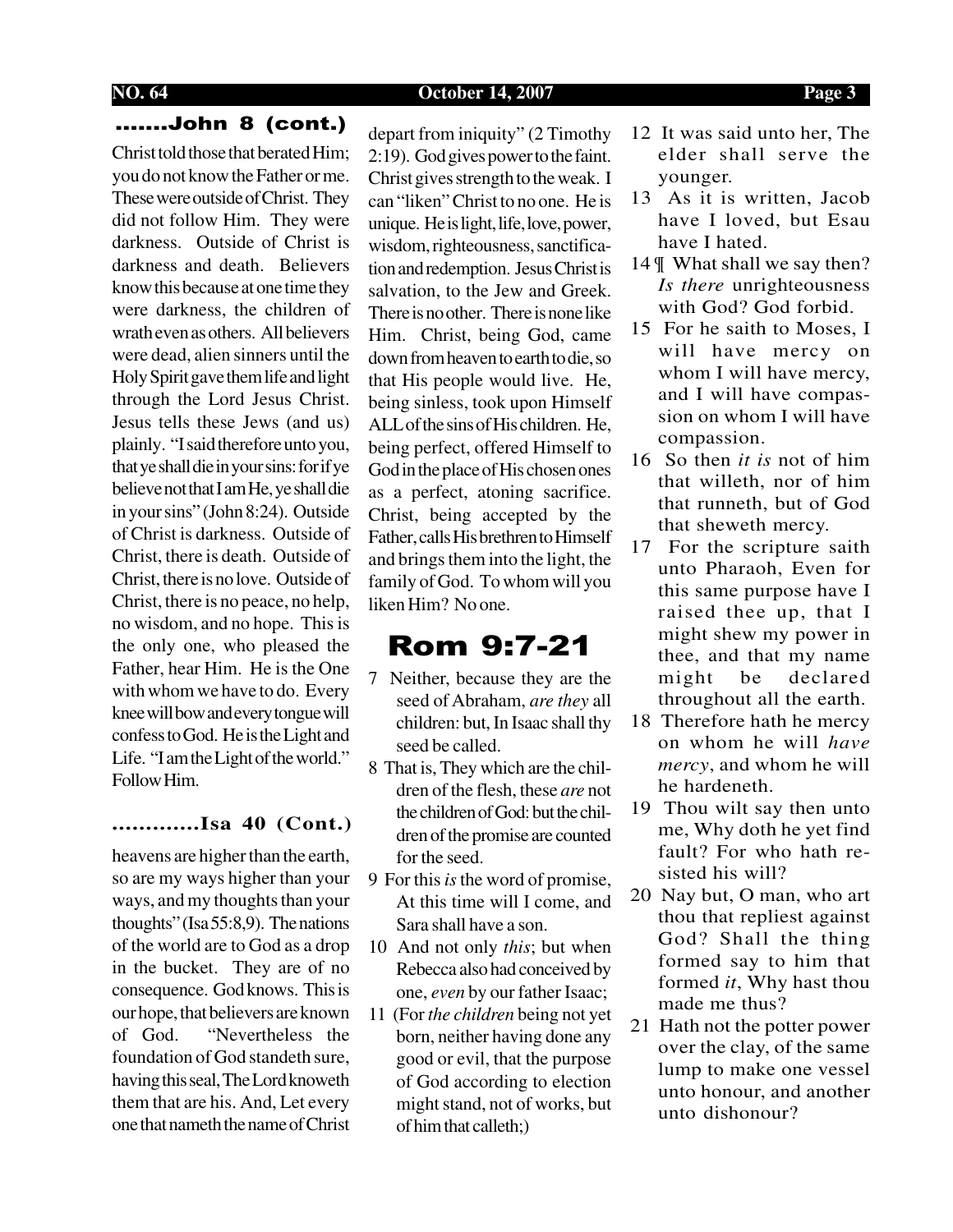## .......John 8 (cont.)

Christ told those that berated Him; you do not know the Father or me. These were outside of Christ. They did not follow Him. They were darkness. Outside of Christ is darkness and death. Believers know this because at one time they were darkness, the children of wrath even as others. All believers were dead, alien sinners until the Holy Spirit gave them life and light through the Lord Jesus Christ. Jesus tells these Jews (and us) plainly. "I said therefore unto you, that ye shall die in your sins: for if ye believe not that I am He, ye shall die in your sins" (John 8:24). Outside of Christ is darkness. Outside of Christ, there is death. Outside of Christ, there is no love. Outside of Christ, there is no peace, no help, no wisdom, and no hope. This is the only one, who pleased the Father, hear Him. He is the One with whom we have to do. Every knee will bow and every tongue will confess to God. He is the Light and Life. "I am the Light of the world." Follow Him.

## .............Isa 40 (Cont.)

heavens are higher than the earth, so are my ways higher than your ways, and my thoughts than your thoughts" (Isa 55:8,9). The nations of the world are to God as a drop in the bucket. They are of no consequence. God knows. This is our hope, that believers are known of God. "Nevertheless the foundation of God standeth sure, having this seal, The Lord knoweth them that are his. And, Let every one that nameth the name of Christ depart from iniquity" (2 Timothy 2:19). God gives power to the faint. Christ gives strength to the weak. I can "liken" Christ to no one. He is unique. He is light, life, love, power, wisdom, righteousness, sanctification and redemption. Jesus Christ is salvation, to the Jew and Greek. There is no other. There is none like Him. Christ, being God, came down from heaven to earth to die, so that His people would live. He, being sinless, took upon Himself ALL of the sins of His children. He, being perfect, offered Himself to God in the place of His chosen ones as a perfect, atoning sacrifice. Christ, being accepted by the Father, calls His brethren to Himself and brings them into the light, the family of God. To whom will you liken Him? No one.

# Rom 9:7-21

7 Neither, because they are the seed of Abraham, *are they* all children: but, In Isaac shall thy seed be called.

8 That is, They which are the children of the flesh, these *are* not the children of God: but the children of the promise are counted for the seed.

9 For this *is* the word of promise, At this time will I come, and Sara shall have a son.

10 And not only *this*; but when Rebecca also had conceived by one, *even* by our father Isaac;

11 (For *the children* being not yet born, neither having done any good or evil, that the purpose of God according to election might stand, not of works, but of him that calleth;)

12 It was said unto her, The elder shall serve the younger.

13 As it is written, Jacob have I loved, but Esau have I hated.

14 ¶ What shall we say then? *Is there* unrighteousness with God? God forbid.

15 For he saith to Moses, I will have mercy on whom I will have mercy, and I will have compassion on whom I will have compassion.

16 So then *it is* not of him that willeth, nor of him that runneth, but of God that sheweth mercy.

17 For the scripture saith unto Pharaoh, Even for this same purpose have I raised thee up, that I might shew my power in thee, and that my name might be declared throughout all the earth.

18 Therefore hath he mercy on whom he will *have mercy*, and whom he will he hardeneth.

19 Thou wilt say then unto me, Why doth he yet find fault? For who hath resisted his will?

20 Nay but, O man, who art thou that repliest against God? Shall the thing formed say to him that formed *it*, Why hast thou made me thus?

21 Hath not the potter power over the clay, of the same lump to make one vessel unto honour, and another unto dishonour?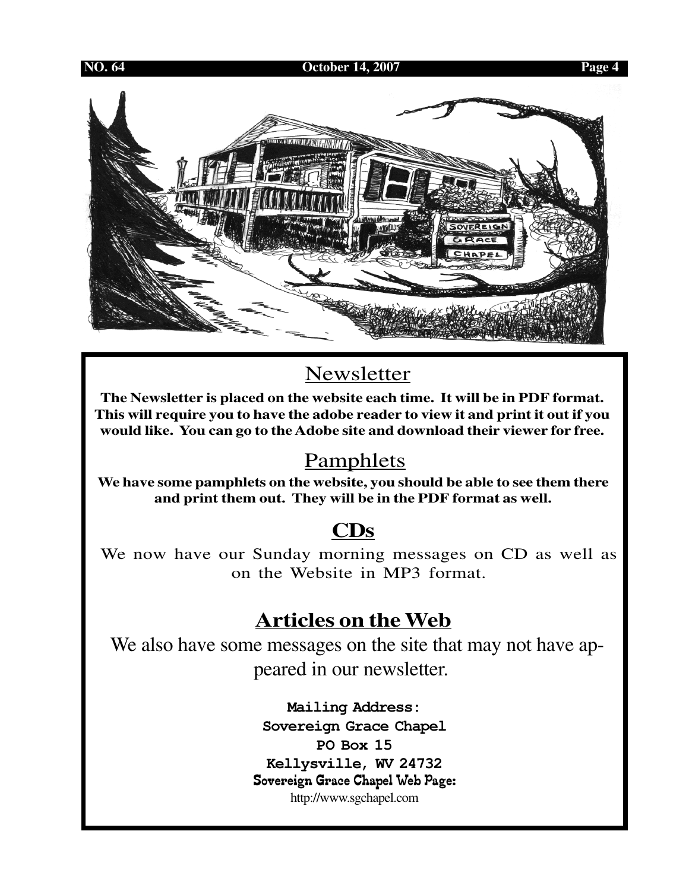## Newsletter

**The Newsletter is placed on the website each time. It will be in PDF format. This will require you to have the adobe reader to view it and print it out if you would like. You can go to the Adobe site and download their viewer for free.**

## Pamphlets

**We have some pamphlets on the website, you should be able to see them there and print them out. They will be in the PDF format as well.**

## CDs

We now have our Sunday morning messages on CD as well as on the Website in MP3 format.

## Articles on the Web

We also have some messages on the site that may not have appeared in our newsletter.

**Mailing Address:**
**Sovereign Grace Chapel**
**PO Box 15**
**Kellysville, WV 24732**
**Sovereign Grace Chapel Web Page:**
http://www.sgchapel.com